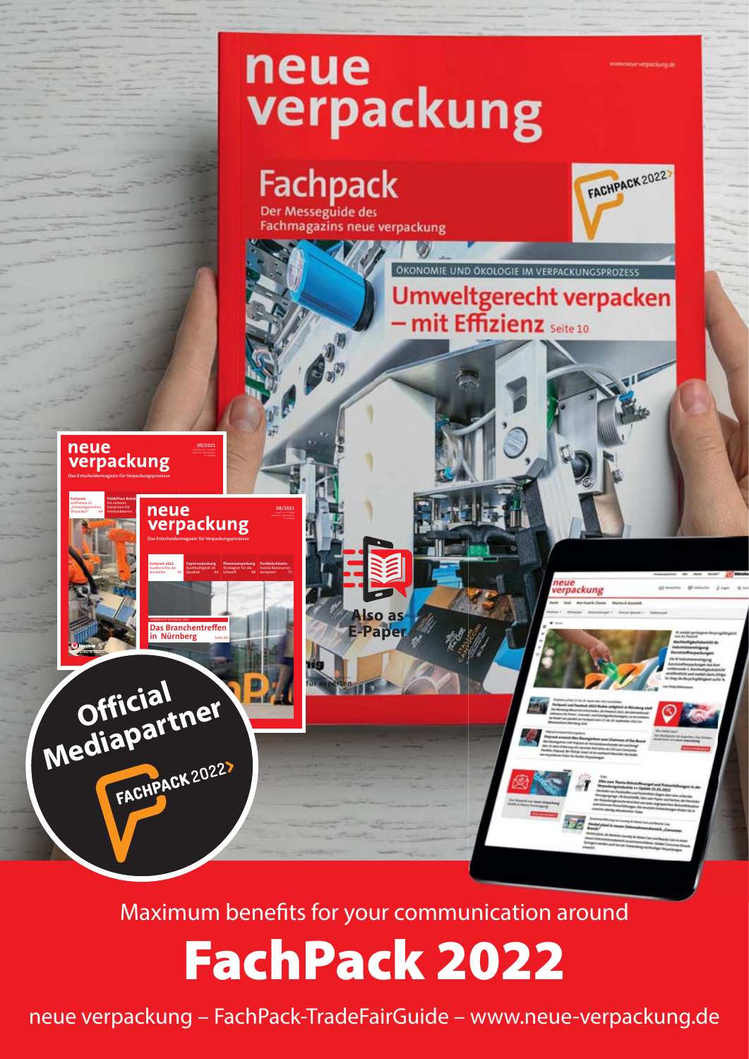Maximum benefits for your communication around

# FachPack 2022

neue verpackung – FachPack-TradeFairGuide – www.neue-verpackung.de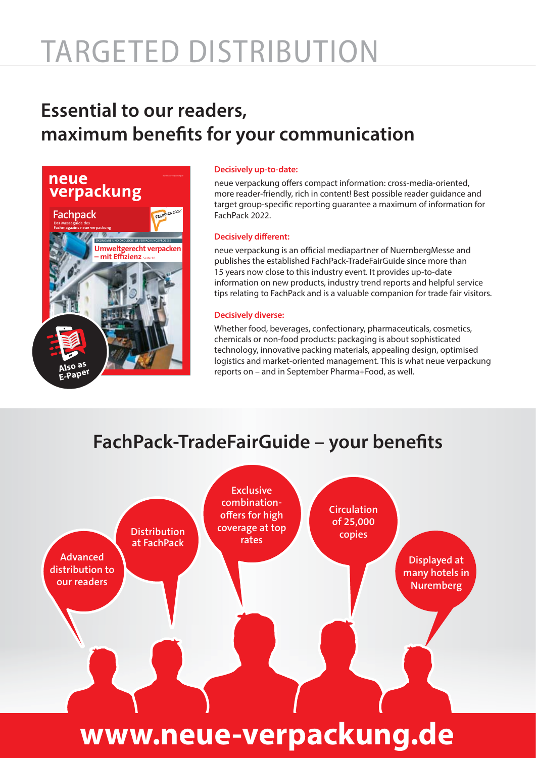# TARGETED DISTRIBUTION

## Essential to our readers, maximum benefits for your communication

**Decisively up-to-date:**

neue verpackung offers compact information: cross-media-oriented, more reader-friendly, rich in content! Best possible reader guidance and target group-specific reporting guarantee a maximum of information for FachPack 2022.

**Decisively different:**

neue verpackung is an official mediapartner of NuernbergMesse and publishes the established FachPack-TradeFairGuide since more than 15 years now close to this industry event. It provides up-to-date information on new products, industry trend reports and helpful service tips relating to FachPack and is a valuable companion for trade fair visitors.

**Decisively diverse:**

Whether food, beverages, confectionary, pharmaceuticals, cosmetics, chemicals or non-food products: packaging is about sophisticated technology, innovative packing materials, appealing design, optimised logistics and market-oriented management. This is what neue verpackung reports on – and in September Pharma+Food, as well.

## FachPack-TradeFairGuide – your benefits

- Advanced distribution to our readers
- Distribution at FachPack
- Exclusive combination-offers for high coverage at top rates
- Circulation of 25,000 copies
- Displayed at many hotels in Nuremberg

**www.neue-verpackung.de**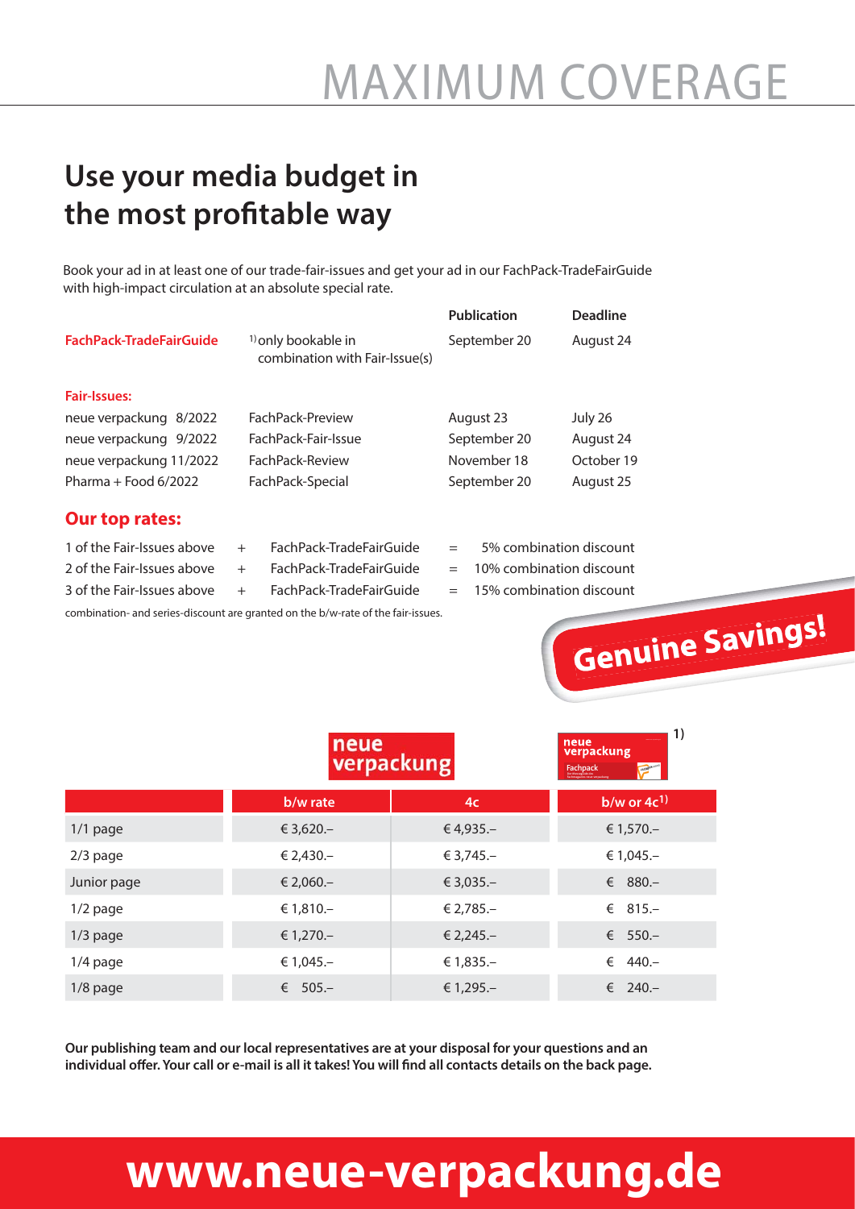# MAXIMUM COVERAGE

## Use your media budget in the most profitable way

Book your ad in at least one of our trade-fair-issues and get your ad in our FachPack-TradeFairGuide with high-impact circulation at an absolute special rate.

| | | Publication | Deadline |
|---|---|---|---|
| **FachPack-TradeFairGuide** | [1] only bookable in combination with Fair-Issue(s) | September 20 | August 24 |

**Fair-Issues:**

| | | | |
|---|---|---|---|
| neue verpackung 8/2022 | FachPack-Preview | August 23 | July 26 |
| neue verpackung 9/2022 | FachPack-Fair-Issue | September 20 | August 24 |
| neue verpackung 11/2022 | FachPack-Review | November 18 | October 19 |
| Pharma + Food 6/2022 | FachPack-Special | September 20 | August 25 |

### Our top rates:

| | | | | |
|---|---|---|---|---|
| 1 of the Fair-Issues above | + | FachPack-TradeFairGuide | = | 5% combination discount |
| 2 of the Fair-Issues above | + | FachPack-TradeFairGuide | = | 10% combination discount |
| 3 of the Fair-Issues above | + | FachPack-TradeFairGuide | = | 15% combination discount |

combination- and series-discount are granted on the b/w-rate of the fair-issues.

**Genuine Savings!**

| | neue verpackung | | neue verpackung Fachpack [1] |
|---|---|---|---|
| | b/w rate | 4c | b/w or 4c[1] |
| 1/1 page | € 3,620.– | € 4,935.– | € 1,570.– |
| 2/3 page | € 2,430.– | € 3,745.– | € 1,045.– |
| Junior page | € 2,060.– | € 3,035.– | € 880.– |
| 1/2 page | € 1,810.– | € 2,785.– | € 815.– |
| 1/3 page | € 1,270.– | € 2,245.– | € 550.– |
| 1/4 page | € 1,045.– | € 1,835.– | € 440.– |
| 1/8 page | € 505.– | € 1,295.– | € 240.– |

**Our publishing team and our local representatives are at your disposal for your questions and an individual offer. Your call or e-mail is all it takes! You will find all contacts details on the back page.**

**www.neue-verpackung.de**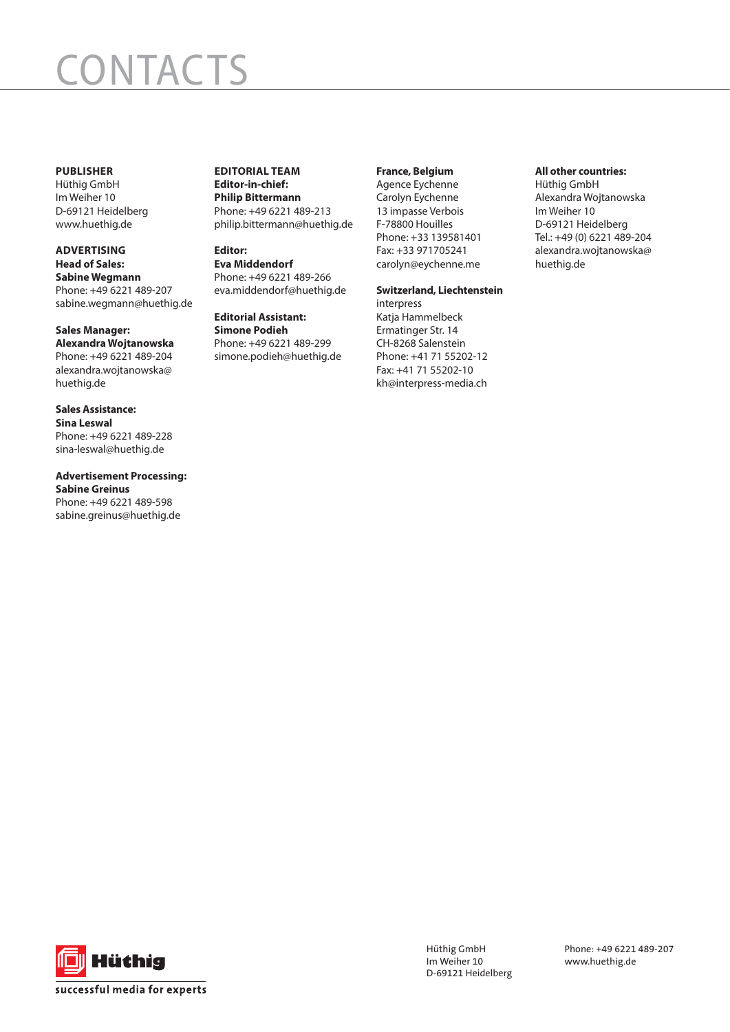# CONTACTS

**PUBLISHER**
Hüthig GmbH
Im Weiher 10
D-69121 Heidelberg
www.huethig.de

**ADVERTISING**
**Head of Sales:**
**Sabine Wegmann**
Phone: +49 6221 489-207
sabine.wegmann@huethig.de

**Sales Manager:**
**Alexandra Wojtanowska**
Phone: +49 6221 489-204
alexandra.wojtanowska@huethig.de

**Sales Assistance:**
**Sina Leswal**
Phone: +49 6221 489-228
sina-leswal@huethig.de

**Advertisement Processing:**
**Sabine Greinus**
Phone: +49 6221 489-598
sabine.greinus@huethig.de

**EDITORIAL TEAM**
**Editor-in-chief:**
**Philip Bittermann**
Phone: +49 6221 489-213
philip.bittermann@huethig.de

**Editor:**
**Eva Middendorf**
Phone: +49 6221 489-266
eva.middendorf@huethig.de

**Editorial Assistant:**
**Simone Podieh**
Phone: +49 6221 489-299
simone.podieh@huethig.de

**France, Belgium**
Agence Eychenne
Carolyn Eychenne
13 impasse Verbois
F-78800 Houilles
Phone: +33 139581401
Fax: +33 971705241
carolyn@eychenne.me

**Switzerland, Liechtenstein**
interpress
Katja Hammelbeck
Ermatinger Str. 14
CH-8268 Salenstein
Phone: +41 71 55202-12
Fax: +41 71 55202-10
kh@interpress-media.ch

**All other countries:**
Hüthig GmbH
Alexandra Wojtanowska
Im Weiher 10
D-69121 Heidelberg
Tel.: +49 (0) 6221 489-204
alexandra.wojtanowska@huethig.de

Hüthig
successful media for experts

Hüthig GmbH
Im Weiher 10
D-69121 Heidelberg

Phone: +49 6221 489-207
www.huethig.de